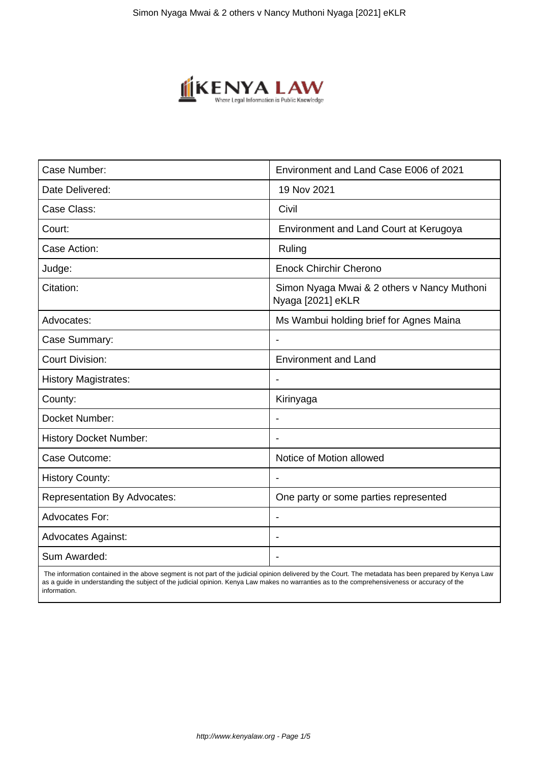| Case Number: | Environment and Land Case E006 of 2021 |
| --- | --- |
| Date Delivered: | 19 Nov 2021 |
| Case Class: | Civil |
| Court: | Environment and Land Court at Kerugoya |
| Case Action: | Ruling |
| Judge: | Enock Chirchir Cherono |
| Citation: | Simon Nyaga Mwai & 2 others v Nancy Muthoni Nyaga [2021] eKLR |
| Advocates: | Ms Wambui holding brief for Agnes Maina |
| Case Summary: | - |
| Court Division: | Environment and Land |
| History Magistrates: | - |
| County: | Kirinyaga |
| Docket Number: | - |
| History Docket Number: | - |
| Case Outcome: | Notice of Motion allowed |
| History County: | - |
| Representation By Advocates: | One party or some parties represented |
| Advocates For: | - |
| Advocates Against: | - |
| Sum Awarded: | - |

The information contained in the above segment is not part of the judicial opinion delivered by the Court. The metadata has been prepared by Kenya Law as a guide in understanding the subject of the judicial opinion. Kenya Law makes no warranties as to the comprehensiveness or accuracy of the information.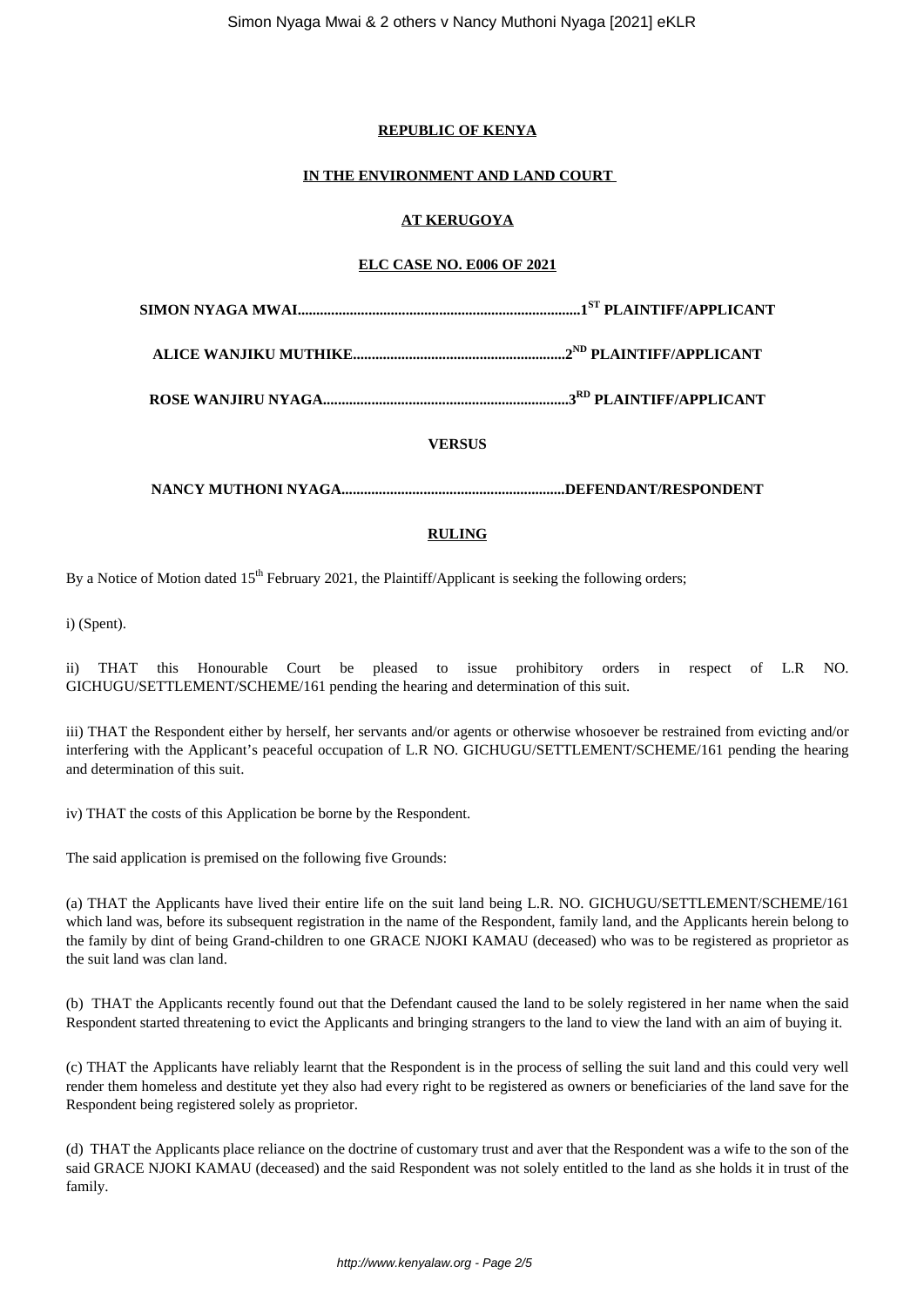**REPUBLIC OF KENYA**

**IN THE ENVIRONMENT AND LAND COURT**

**AT KERUGOYA**

**ELC CASE NO. E006 OF 2021**

**SIMON NYAGA MWAI.........................................................................1ST PLAINTIFF/APPLICANT**

**ALICE WANJIKU MUTHIKE.......................................................2ND PLAINTIFF/APPLICANT**

**ROSE WANJIRU NYAGA................................................................3RD PLAINTIFF/APPLICANT**

**VERSUS**

**NANCY MUTHONI NYAGA..........................................................DEFENDANT/RESPONDENT**

**RULING**

By a Notice of Motion dated 15th February 2021, the Plaintiff/Applicant is seeking the following orders;

i) (Spent).

ii) THAT this Honourable Court be pleased to issue prohibitory orders in respect of L.R NO. GICHUGU/SETTLEMENT/SCHEME/161 pending the hearing and determination of this suit.

iii) THAT the Respondent either by herself, her servants and/or agents or otherwise whosoever be restrained from evicting and/or interfering with the Applicant's peaceful occupation of L.R NO. GICHUGU/SETTLEMENT/SCHEME/161 pending the hearing and determination of this suit.

iv) THAT the costs of this Application be borne by the Respondent.

The said application is premised on the following five Grounds:

(a) THAT the Applicants have lived their entire life on the suit land being L.R. NO. GICHUGU/SETTLEMENT/SCHEME/161 which land was, before its subsequent registration in the name of the Respondent, family land, and the Applicants herein belong to the family by dint of being Grand-children to one GRACE NJOKI KAMAU (deceased) who was to be registered as proprietor as the suit land was clan land.

(b) THAT the Applicants recently found out that the Defendant caused the land to be solely registered in her name when the said Respondent started threatening to evict the Applicants and bringing strangers to the land to view the land with an aim of buying it.

(c) THAT the Applicants have reliably learnt that the Respondent is in the process of selling the suit land and this could very well render them homeless and destitute yet they also had every right to be registered as owners or beneficiaries of the land save for the Respondent being registered solely as proprietor.

(d) THAT the Applicants place reliance on the doctrine of customary trust and aver that the Respondent was a wife to the son of the said GRACE NJOKI KAMAU (deceased) and the said Respondent was not solely entitled to the land as she holds it in trust of the family.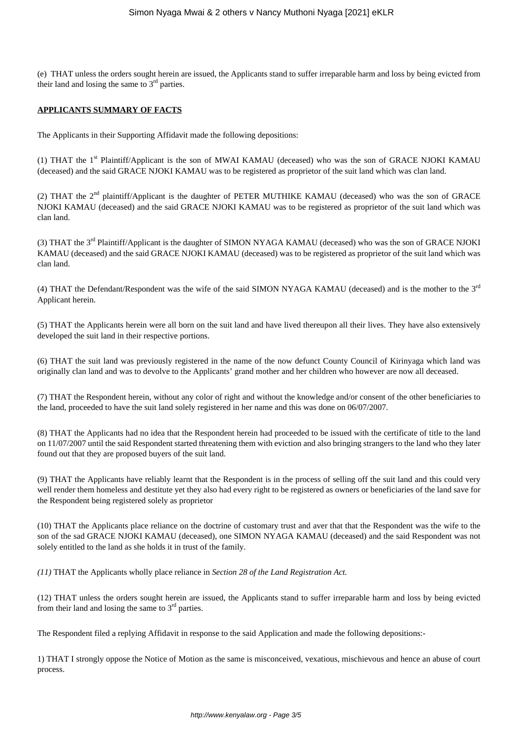(e) THAT unless the orders sought herein are issued, the Applicants stand to suffer irreparable harm and loss by being evicted from their land and losing the same to 3rd parties.

**APPLICANTS SUMMARY OF FACTS**

The Applicants in their Supporting Affidavit made the following depositions:

(1) THAT the 1st Plaintiff/Applicant is the son of MWAI KAMAU (deceased) who was the son of GRACE NJOKI KAMAU (deceased) and the said GRACE NJOKI KAMAU was to be registered as proprietor of the suit land which was clan land.

(2) THAT the 2nd plaintiff/Applicant is the daughter of PETER MUTHIKE KAMAU (deceased) who was the son of GRACE NJOKI KAMAU (deceased) and the said GRACE NJOKI KAMAU was to be registered as proprietor of the suit land which was clan land.

(3) THAT the 3rd Plaintiff/Applicant is the daughter of SIMON NYAGA KAMAU (deceased) who was the son of GRACE NJOKI KAMAU (deceased) and the said GRACE NJOKI KAMAU (deceased) was to be registered as proprietor of the suit land which was clan land.

(4) THAT the Defendant/Respondent was the wife of the said SIMON NYAGA KAMAU (deceased) and is the mother to the 3rd Applicant herein.

(5) THAT the Applicants herein were all born on the suit land and have lived thereupon all their lives. They have also extensively developed the suit land in their respective portions.

(6) THAT the suit land was previously registered in the name of the now defunct County Council of Kirinyaga which land was originally clan land and was to devolve to the Applicants' grand mother and her children who however are now all deceased.

(7) THAT the Respondent herein, without any color of right and without the knowledge and/or consent of the other beneficiaries to the land, proceeded to have the suit land solely registered in her name and this was done on 06/07/2007.

(8) THAT the Applicants had no idea that the Respondent herein had proceeded to be issued with the certificate of title to the land on 11/07/2007 until the said Respondent started threatening them with eviction and also bringing strangers to the land who they later found out that they are proposed buyers of the suit land.

(9) THAT the Applicants have reliably learnt that the Respondent is in the process of selling off the suit land and this could very well render them homeless and destitute yet they also had every right to be registered as owners or beneficiaries of the land save for the Respondent being registered solely as proprietor

(10) THAT the Applicants place reliance on the doctrine of customary trust and aver that that the Respondent was the wife to the son of the sad GRACE NJOKI KAMAU (deceased), one SIMON NYAGA KAMAU (deceased) and the said Respondent was not solely entitled to the land as she holds it in trust of the family.

*(11)* THAT the Applicants wholly place reliance in *Section 28 of the Land Registration Act.*

(12) THAT unless the orders sought herein are issued, the Applicants stand to suffer irreparable harm and loss by being evicted from their land and losing the same to 3rd parties.

The Respondent filed a replying Affidavit in response to the said Application and made the following depositions:-

1) THAT I strongly oppose the Notice of Motion as the same is misconceived, vexatious, mischievous and hence an abuse of court process.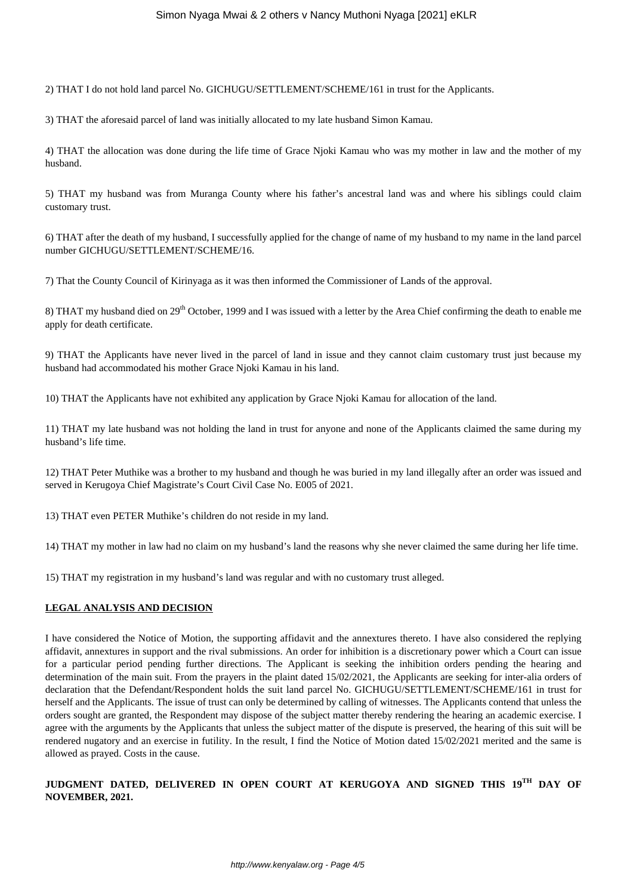2) THAT I do not hold land parcel No. GICHUGU/SETTLEMENT/SCHEME/161 in trust for the Applicants.

3) THAT the aforesaid parcel of land was initially allocated to my late husband Simon Kamau.

4) THAT the allocation was done during the life time of Grace Njoki Kamau who was my mother in law and the mother of my husband.

5) THAT my husband was from Muranga County where his father's ancestral land was and where his siblings could claim customary trust.

6) THAT after the death of my husband, I successfully applied for the change of name of my husband to my name in the land parcel number GICHUGU/SETTLEMENT/SCHEME/16.

7) That the County Council of Kirinyaga as it was then informed the Commissioner of Lands of the approval.

8) THAT my husband died on 29th October, 1999 and I was issued with a letter by the Area Chief confirming the death to enable me apply for death certificate.

9) THAT the Applicants have never lived in the parcel of land in issue and they cannot claim customary trust just because my husband had accommodated his mother Grace Njoki Kamau in his land.

10) THAT the Applicants have not exhibited any application by Grace Njoki Kamau for allocation of the land.

11) THAT my late husband was not holding the land in trust for anyone and none of the Applicants claimed the same during my husband's life time.

12) THAT Peter Muthike was a brother to my husband and though he was buried in my land illegally after an order was issued and served in Kerugoya Chief Magistrate's Court Civil Case No. E005 of 2021.

13) THAT even PETER Muthike's children do not reside in my land.

14) THAT my mother in law had no claim on my husband's land the reasons why she never claimed the same during her life time.

15) THAT my registration in my husband's land was regular and with no customary trust alleged.

**LEGAL ANALYSIS AND DECISION**

I have considered the Notice of Motion, the supporting affidavit and the annextures thereto. I have also considered the replying affidavit, annextures in support and the rival submissions. An order for inhibition is a discretionary power which a Court can issue for a particular period pending further directions. The Applicant is seeking the inhibition orders pending the hearing and determination of the main suit. From the prayers in the plaint dated 15/02/2021, the Applicants are seeking for inter-alia orders of declaration that the Defendant/Respondent holds the suit land parcel No. GICHUGU/SETTLEMENT/SCHEME/161 in trust for herself and the Applicants. The issue of trust can only be determined by calling of witnesses. The Applicants contend that unless the orders sought are granted, the Respondent may dispose of the subject matter thereby rendering the hearing an academic exercise. I agree with the arguments by the Applicants that unless the subject matter of the dispute is preserved, the hearing of this suit will be rendered nugatory and an exercise in futility. In the result, I find the Notice of Motion dated 15/02/2021 merited and the same is allowed as prayed. Costs in the cause.

**JUDGMENT DATED, DELIVERED IN OPEN COURT AT KERUGOYA AND SIGNED THIS 19TH DAY OF NOVEMBER, 2021.**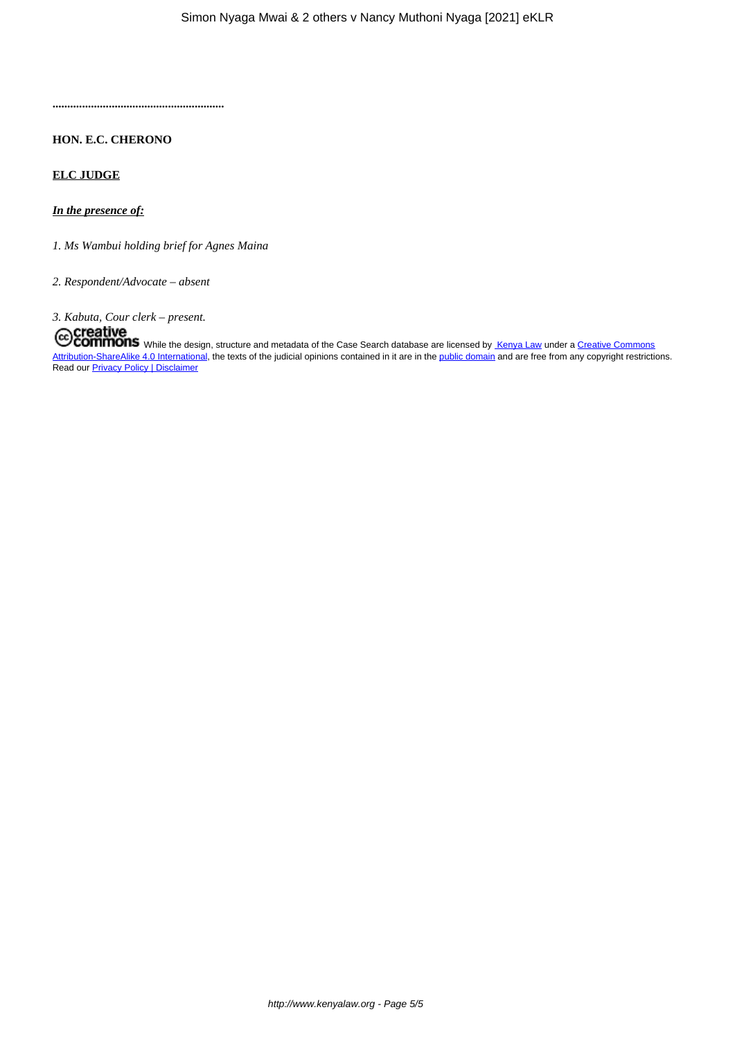.........................................................

**HON. E.C. CHERONO**

**ELC JUDGE**

***In the presence of:***

1. *Ms Wambui holding brief for Agnes Maina*

2. *Respondent/Advocate – absent*

3. *Kabuta, Cour clerk – present.*

While the design, structure and metadata of the Case Search database are licensed by Kenya Law under a Creative Commons Attribution-ShareAlike 4.0 International, the texts of the judicial opinions contained in it are in the public domain and are free from any copyright restrictions. Read our Privacy Policy | Disclaimer